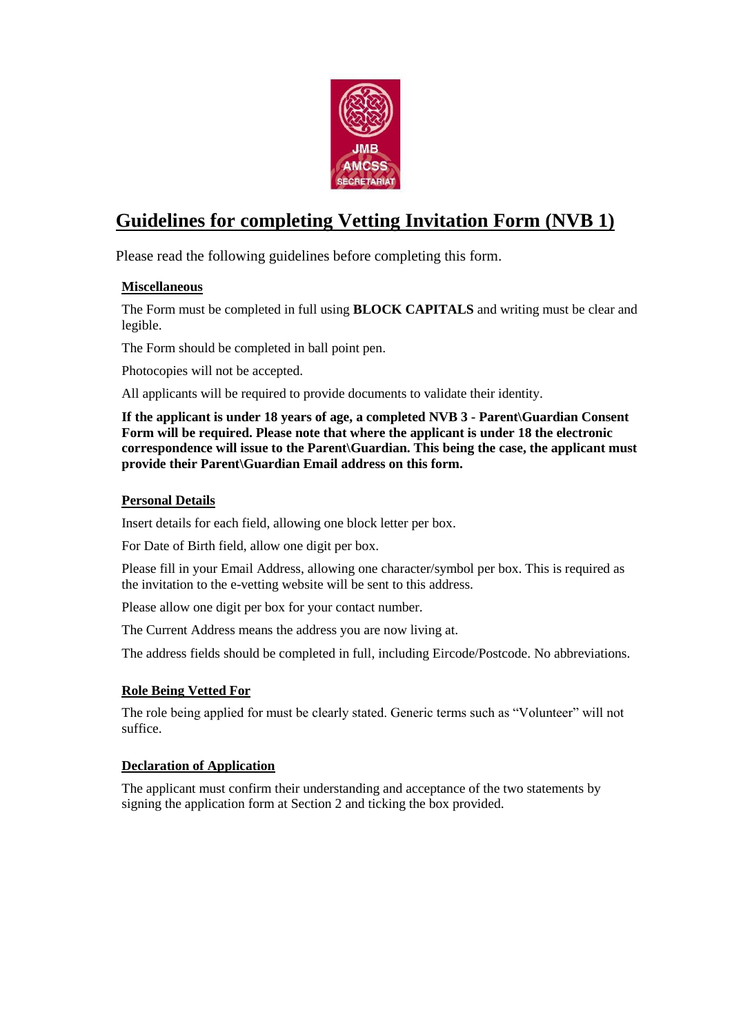# Guidelines for completing Vetting Invitation Form (NVB 1)

Please read the following guidelines before completing this form.

## Miscellaneous

The Form must be completed in full using **BLOCK CAPITALS** and writing must be clear and legible.

The Form should be completed in ball point pen.

Photocopies will not be accepted.

All applicants will be required to provide documents to validate their identity.

**If the applicant is under 18 years of age, a completed NVB 3 - Parent\Guardian Consent Form will be required. Please note that where the applicant is under 18 the electronic correspondence will issue to the Parent\Guardian. This being the case, the applicant must provide their Parent\Guardian Email address on this form.**

## Personal Details

Insert details for each field, allowing one block letter per box.

For Date of Birth field, allow one digit per box.

Please fill in your Email Address, allowing one character/symbol per box. This is required as the invitation to the e-vetting website will be sent to this address.

Please allow one digit per box for your contact number.

The Current Address means the address you are now living at.

The address fields should be completed in full, including Eircode/Postcode. No abbreviations.

## Role Being Vetted For

The role being applied for must be clearly stated. Generic terms such as "Volunteer" will not suffice.

## Declaration of Application

The applicant must confirm their understanding and acceptance of the two statements by signing the application form at Section 2 and ticking the box provided.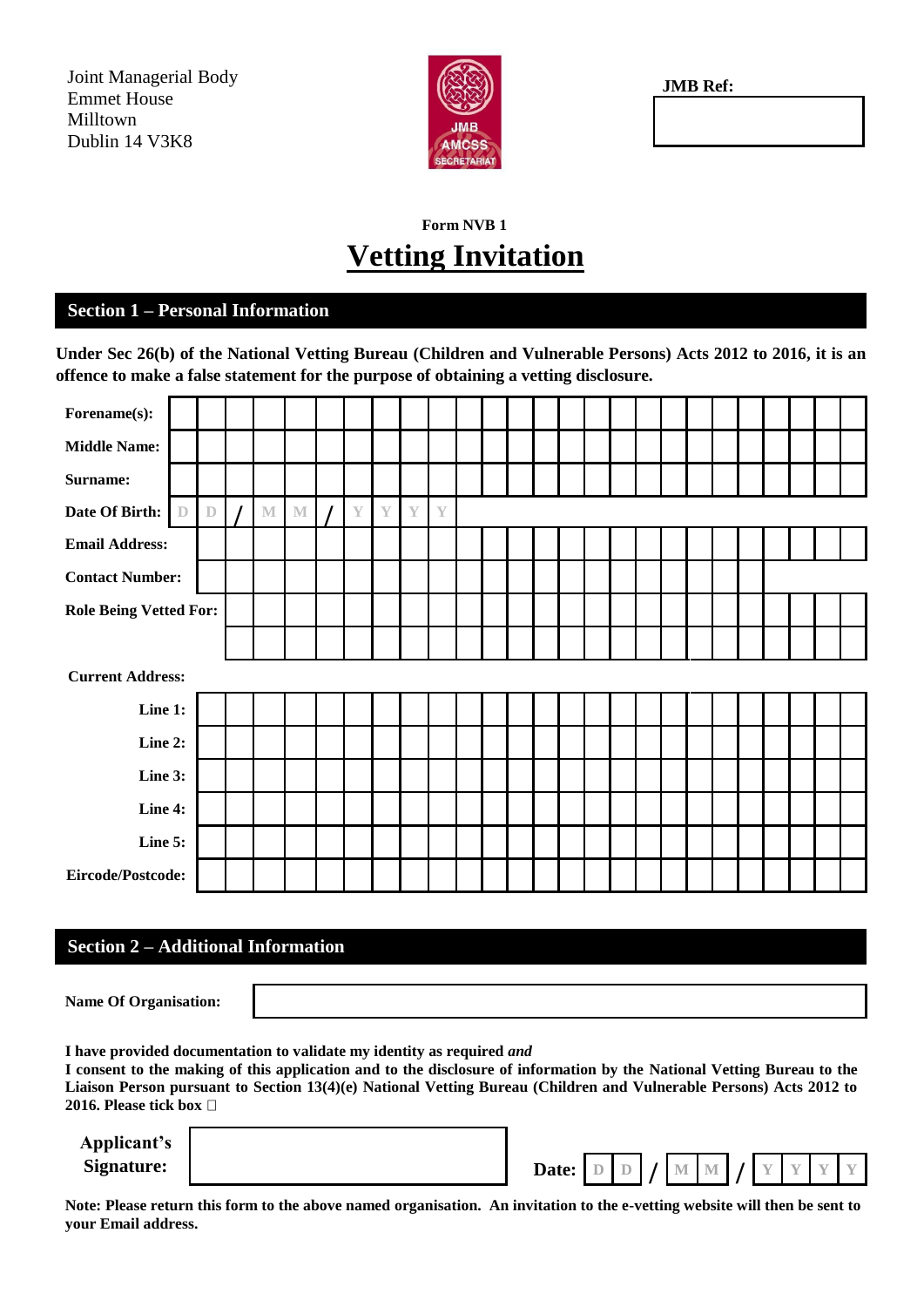Joint Managerial Body
Emmet House
Milltown
Dublin 14 V3K8

JMB AMCSS SECRETARIAT

**JMB Ref:**

**Form NVB 1**

# Vetting Invitation

## Section 1 – Personal Information

**Under Sec 26(b) of the National Vetting Bureau (Children and Vulnerable Persons) Acts 2012 to 2016, it is an offence to make a false statement for the purpose of obtaining a vetting disclosure.**

**Forename(s):**

**Middle Name:**

**Surname:**

**Date Of Birth:** D D / M M / Y Y Y Y

**Email Address:**

**Contact Number:**

**Role Being Vetted For:**

**Current Address:**

**Line 1:**

**Line 2:**

**Line 3:**

**Line 4:**

**Line 5:**

**Eircode/Postcode:**

## Section 2 – Additional Information

**Name Of Organisation:**

**I have provided documentation to validate my identity as required *and***
**I consent to the making of this application and to the disclosure of information by the National Vetting Bureau to the Liaison Person pursuant to Section 13(4)(e) National Vetting Bureau (Children and Vulnerable Persons) Acts 2012 to 2016. Please tick box ☐**

**Applicant's Signature:**

**Date:** D D / M M / Y Y Y Y

**Note: Please return this form to the above named organisation. An invitation to the e-vetting website will then be sent to your Email address.**